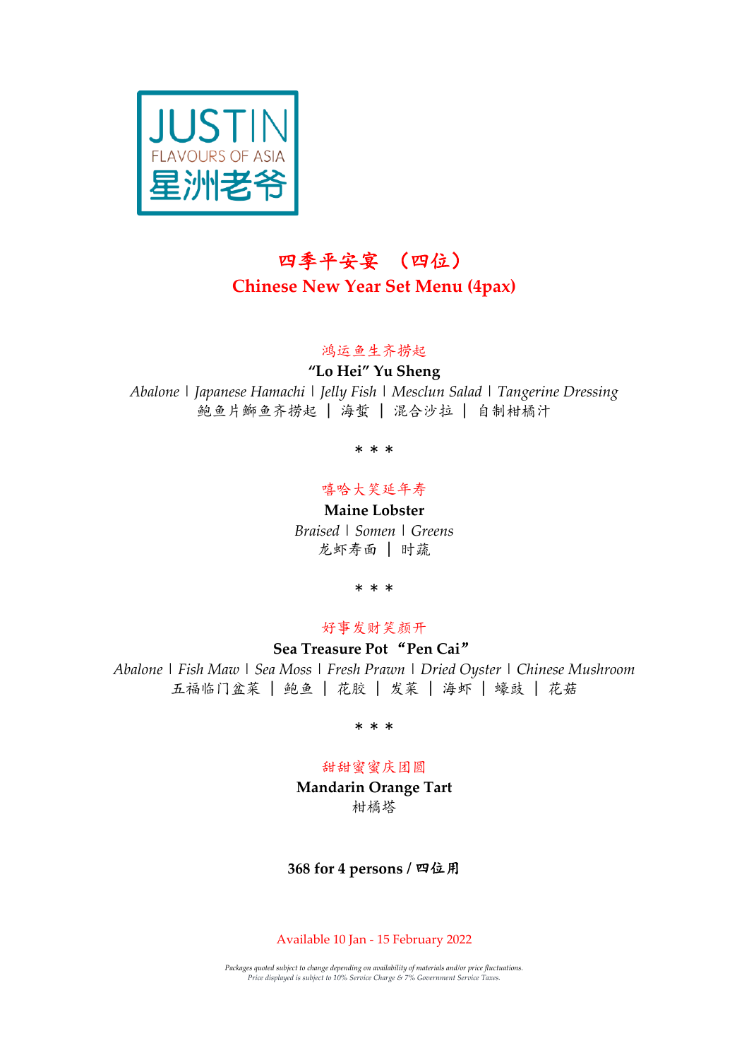JUSTIN
FLAVOURS OF ASIA
星洲老爷

# 四季平安宴 （四位）
# Chinese New Year Set Menu (4pax)

鸿运鱼生齐捞起

**"Lo Hei" Yu Sheng**

*Abalone | Japanese Hamachi | Jelly Fish | Mesclun Salad | Tangerine Dressing*

鲍鱼片鰤鱼齐捞起 | 海蜇 | 混合沙拉 | 自制柑橘汁

\* \* \*

嘻哈大笑延年寿

**Maine Lobster**

*Braised | Somen | Greens*

龙虾寿面 | 时蔬

\* \* \*

好事发财笑颜开

**Sea Treasure Pot "Pen Cai"**

*Abalone | Fish Maw | Sea Moss | Fresh Prawn | Dried Oyster | Chinese Mushroom*

五福临门盆菜 | 鲍鱼 | 花胶 | 发菜 | 海虾 | 蠔豉 | 花菇

\* \* \*

甜甜蜜蜜庆团圆

**Mandarin Orange Tart**

柑橘塔

**368 for 4 persons / 四位用**

Available 10 Jan - 15 February 2022

*Packages quoted subject to change depending on availability of materials and/or price fluctuations.*
*Price displayed is subject to 10% Service Charge & 7% Government Service Taxes.*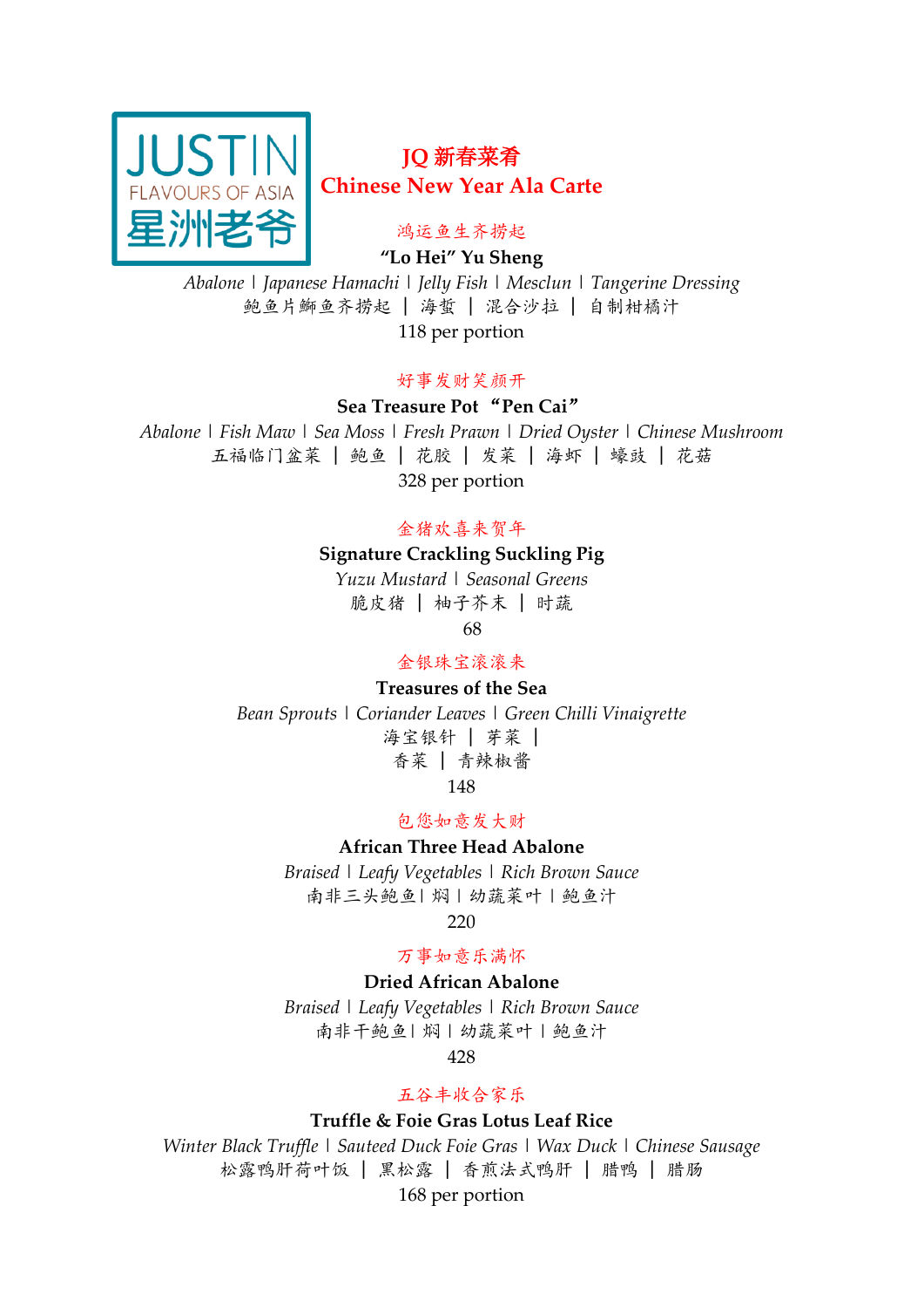JUSTIN
FLAVOURS OF ASIA
星洲老爷

# JQ 新春菜肴
# Chinese New Year Ala Carte

鸿运鱼生齐捞起
**"Lo Hei" Yu Sheng**
*Abalone | Japanese Hamachi | Jelly Fish | Mesclun | Tangerine Dressing*
鲍鱼片鰤鱼齐捞起 | 海蜇 | 混合沙拉 | 自制柑橘汁
118 per portion

好事发财笑颜开
**Sea Treasure Pot "Pen Cai"**
*Abalone | Fish Maw | Sea Moss | Fresh Prawn | Dried Oyster | Chinese Mushroom*
五福临门盆菜 | 鲍鱼 | 花胶 | 发菜 | 海虾 | 蠔豉 | 花菇
328 per portion

金猪欢喜来贺年
**Signature Crackling Suckling Pig**
*Yuzu Mustard | Seasonal Greens*
脆皮猪 | 柚子芥末 | 时蔬
68

金银珠宝滚滚来
**Treasures of the Sea**
*Bean Sprouts | Coriander Leaves | Green Chilli Vinaigrette*
海宝银针 | 芽菜 |
香菜 | 青辣椒酱
148

包您如意发大财
**African Three Head Abalone**
*Braised | Leafy Vegetables | Rich Brown Sauce*
南非三头鲍鱼 | 焖 | 幼蔬菜叶 | 鲍鱼汁
220

万事如意乐满怀
**Dried African Abalone**
*Braised | Leafy Vegetables | Rich Brown Sauce*
南非干鲍鱼 | 焖 | 幼蔬菜叶 | 鲍鱼汁
428

五谷丰收合家乐
**Truffle & Foie Gras Lotus Leaf Rice**
*Winter Black Truffle | Sauteed Duck Foie Gras | Wax Duck | Chinese Sausage*
松露鸭肝荷叶饭 | 黑松露 | 香煎法式鸭肝 | 腊鸭 | 腊肠
168 per portion